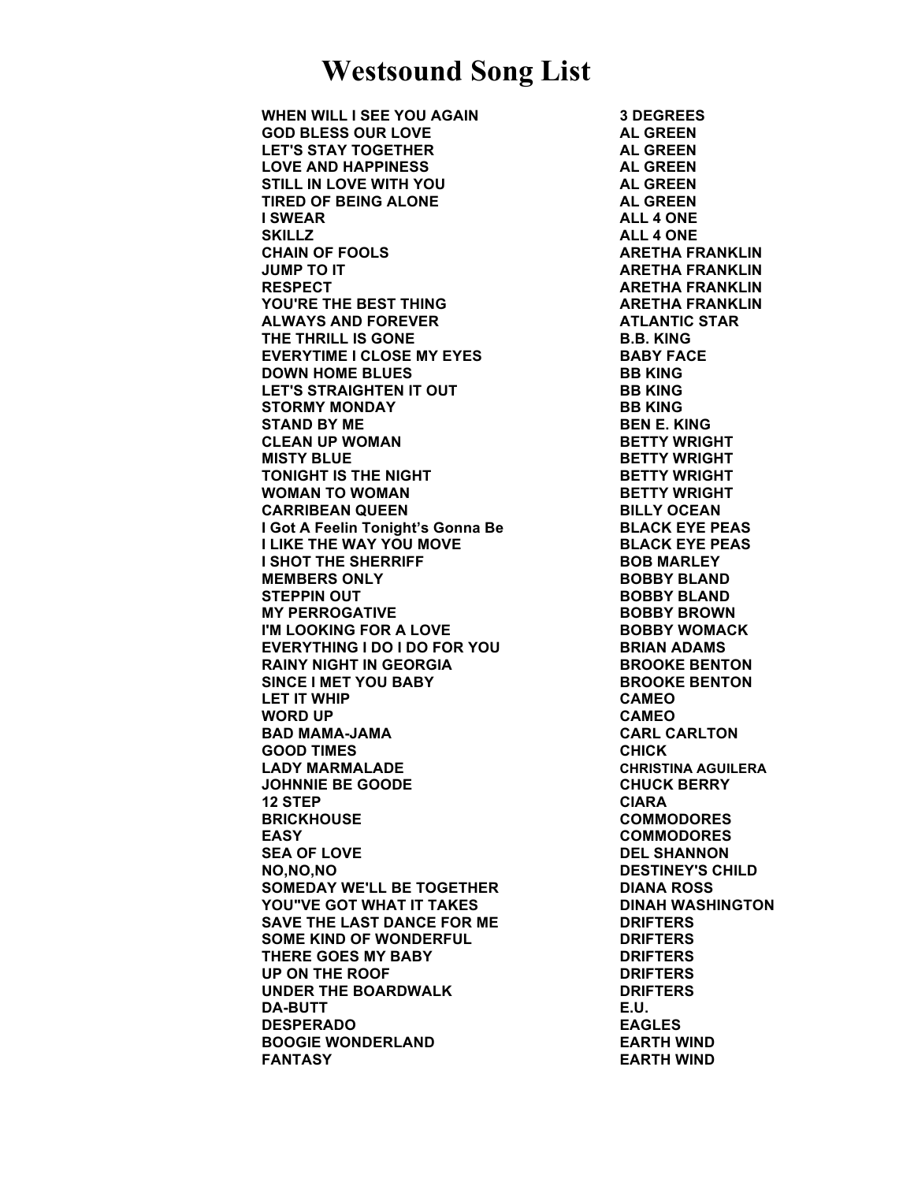# Westsound Song List

| | |
|---|---|
| **WHEN WILL I SEE YOU AGAIN** | **3 DEGREES** |
| **GOD BLESS OUR LOVE** | **AL GREEN** |
| **LET'S STAY TOGETHER** | **AL GREEN** |
| **LOVE AND HAPPINESS** | **AL GREEN** |
| **STILL IN LOVE WITH YOU** | **AL GREEN** |
| **TIRED OF BEING ALONE** | **AL GREEN** |
| **I SWEAR** | **ALL 4 ONE** |
| **SKILLZ** | **ALL 4 ONE** |
| **CHAIN OF FOOLS** | **ARETHA FRANKLIN** |
| **JUMP TO IT** | **ARETHA FRANKLIN** |
| **RESPECT** | **ARETHA FRANKLIN** |
| **YOU'RE THE BEST THING** | **ARETHA FRANKLIN** |
| **ALWAYS AND FOREVER** | **ATLANTIC STAR** |
| **THE THRILL IS GONE** | **B.B. KING** |
| **EVERYTIME I CLOSE MY EYES** | **BABY FACE** |
| **DOWN HOME BLUES** | **BB KING** |
| **LET'S STRAIGHTEN IT OUT** | **BB KING** |
| **STORMY MONDAY** | **BB KING** |
| **STAND BY ME** | **BEN E. KING** |
| **CLEAN UP WOMAN** | **BETTY WRIGHT** |
| **MISTY BLUE** | **BETTY WRIGHT** |
| **TONIGHT IS THE NIGHT** | **BETTY WRIGHT** |
| **WOMAN TO WOMAN** | **BETTY WRIGHT** |
| **CARRIBEAN QUEEN** | **BILLY OCEAN** |
| **I Got A Feelin Tonight's Gonna Be** | **BLACK EYE PEAS** |
| **I LIKE THE WAY YOU MOVE** | **BLACK EYE PEAS** |
| **I SHOT THE SHERRIFF** | **BOB MARLEY** |
| **MEMBERS ONLY** | **BOBBY BLAND** |
| **STEPPIN OUT** | **BOBBY BLAND** |
| **MY PERROGATIVE** | **BOBBY BROWN** |
| **I'M LOOKING FOR A LOVE** | **BOBBY WOMACK** |
| **EVERYTHING I DO I DO FOR YOU** | **BRIAN ADAMS** |
| **RAINY NIGHT IN GEORGIA** | **BROOKE BENTON** |
| **SINCE I MET YOU BABY** | **BROOKE BENTON** |
| **LET IT WHIP** | **CAMEO** |
| **WORD UP** | **CAMEO** |
| **BAD MAMA-JAMA** | **CARL CARLTON** |
| **GOOD TIMES** | **CHICK** |
| **LADY MARMALADE** | **CHRISTINA AGUILERA** |
| **JOHNNIE BE GOODE** | **CHUCK BERRY** |
| **12 STEP** | **CIARA** |
| **BRICKHOUSE** | **COMMODORES** |
| **EASY** | **COMMODORES** |
| **SEA OF LOVE** | **DEL SHANNON** |
| **NO,NO,NO** | **DESTINEY'S CHILD** |
| **SOMEDAY WE'LL BE TOGETHER** | **DIANA ROSS** |
| **YOU"VE GOT WHAT IT TAKES** | **DINAH WASHINGTON** |
| **SAVE THE LAST DANCE FOR ME** | **DRIFTERS** |
| **SOME KIND OF WONDERFUL** | **DRIFTERS** |
| **THERE GOES MY BABY** | **DRIFTERS** |
| **UP ON THE ROOF** | **DRIFTERS** |
| **UNDER THE BOARDWALK** | **DRIFTERS** |
| **DA-BUTT** | **E.U.** |
| **DESPERADO** | **EAGLES** |
| **BOOGIE WONDERLAND** | **EARTH WIND** |
| **FANTASY** | **EARTH WIND** |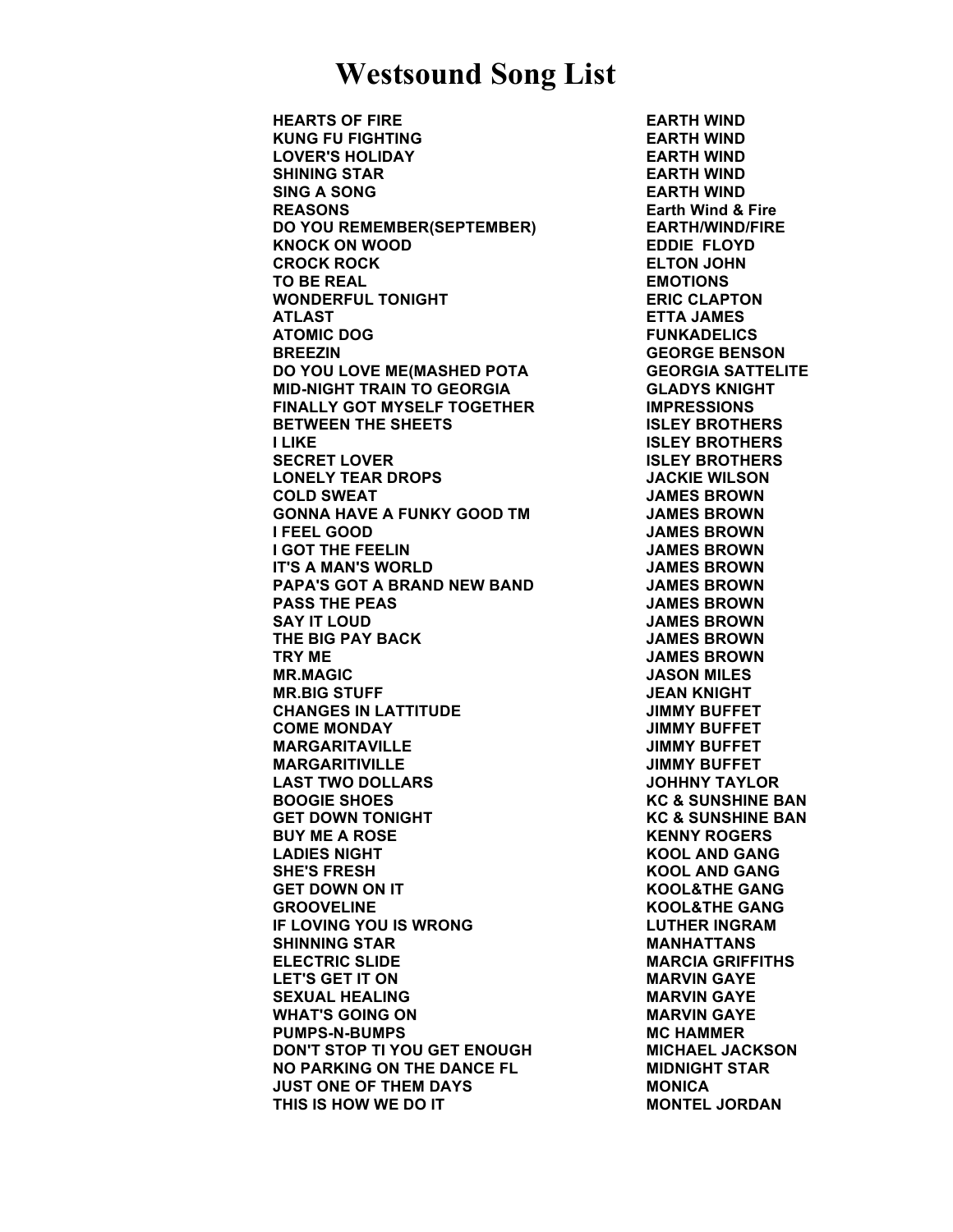# Westsound Song List

| | |
|---|---|
| HEARTS OF FIRE | EARTH WIND |
| KUNG FU FIGHTING | EARTH WIND |
| LOVER'S HOLIDAY | EARTH WIND |
| SHINING STAR | EARTH WIND |
| SING A SONG | EARTH WIND |
| REASONS | Earth Wind & Fire |
| DO YOU REMEMBER(SEPTEMBER) | EARTH/WIND/FIRE |
| KNOCK ON WOOD | EDDIE FLOYD |
| CROCK ROCK | ELTON JOHN |
| TO BE REAL | EMOTIONS |
| WONDERFUL TONIGHT | ERIC CLAPTON |
| ATLAST | ETTA JAMES |
| ATOMIC DOG | FUNKADELICS |
| BREEZIN | GEORGE BENSON |
| DO YOU LOVE ME(MASHED POTA | GEORGIA SATTELITE |
| MID-NIGHT TRAIN TO GEORGIA | GLADYS KNIGHT |
| FINALLY GOT MYSELF TOGETHER | IMPRESSIONS |
| BETWEEN THE SHEETS | ISLEY BROTHERS |
| I LIKE | ISLEY BROTHERS |
| SECRET LOVER | ISLEY BROTHERS |
| LONELY TEAR DROPS | JACKIE WILSON |
| COLD SWEAT | JAMES BROWN |
| GONNA HAVE A FUNKY GOOD TM | JAMES BROWN |
| I FEEL GOOD | JAMES BROWN |
| I GOT THE FEELIN | JAMES BROWN |
| IT'S A MAN'S WORLD | JAMES BROWN |
| PAPA'S GOT A BRAND NEW BAND | JAMES BROWN |
| PASS THE PEAS | JAMES BROWN |
| SAY IT LOUD | JAMES BROWN |
| THE BIG PAY BACK | JAMES BROWN |
| TRY ME | JAMES BROWN |
| MR.MAGIC | JASON MILES |
| MR.BIG STUFF | JEAN KNIGHT |
| CHANGES IN LATTITUDE | JIMMY BUFFET |
| COME MONDAY | JIMMY BUFFET |
| MARGARITAVILLE | JIMMY BUFFET |
| MARGARITIVILLE | JIMMY BUFFET |
| LAST TWO DOLLARS | JOHHNY TAYLOR |
| BOOGIE SHOES | KC & SUNSHINE BAN |
| GET DOWN TONIGHT | KC & SUNSHINE BAN |
| BUY ME A ROSE | KENNY ROGERS |
| LADIES NIGHT | KOOL AND GANG |
| SHE'S FRESH | KOOL AND GANG |
| GET DOWN ON IT | KOOL&THE GANG |
| GROOVELINE | KOOL&THE GANG |
| IF LOVING YOU IS WRONG | LUTHER INGRAM |
| SHINNING STAR | MANHATTANS |
| ELECTRIC SLIDE | MARCIA GRIFFITHS |
| LET'S GET IT ON | MARVIN GAYE |
| SEXUAL HEALING | MARVIN GAYE |
| WHAT'S GOING ON | MARVIN GAYE |
| PUMPS-N-BUMPS | MC HAMMER |
| DON'T STOP TI YOU GET ENOUGH | MICHAEL JACKSON |
| NO PARKING ON THE DANCE FL | MIDNIGHT STAR |
| JUST ONE OF THEM DAYS | MONICA |
| THIS IS HOW WE DO IT | MONTEL JORDAN |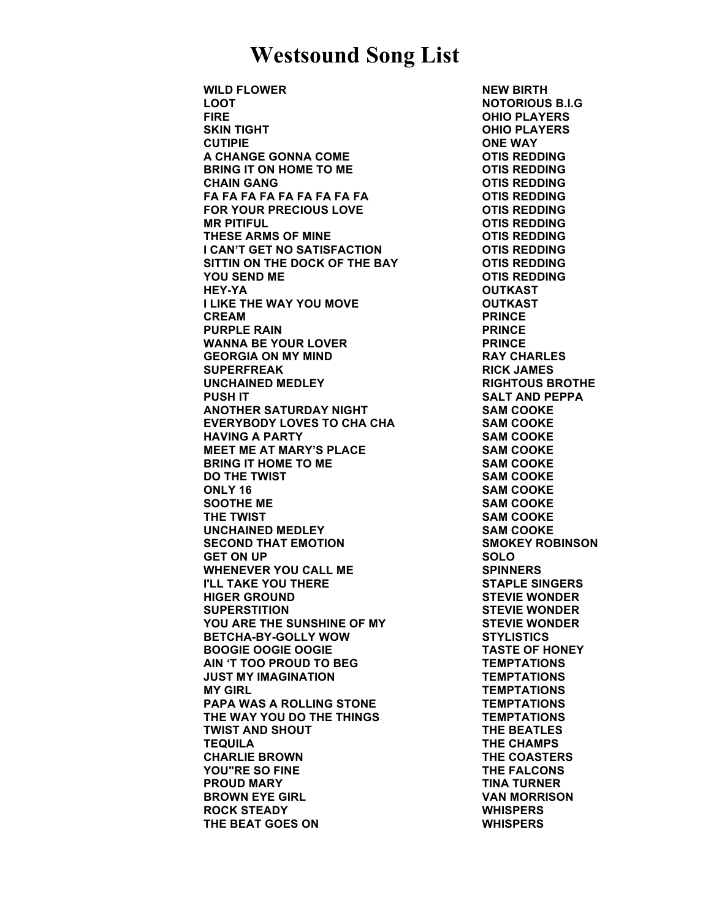# Westsound Song List

| | |
|---|---|
| **WILD FLOWER** | **NEW BIRTH** |
| **LOOT** | **NOTORIOUS B.I.G** |
| **FIRE** | **OHIO PLAYERS** |
| **SKIN TIGHT** | **OHIO PLAYERS** |
| **CUTIPIE** | **ONE WAY** |
| **A CHANGE GONNA COME** | **OTIS REDDING** |
| **BRING IT ON HOME TO ME** | **OTIS REDDING** |
| **CHAIN GANG** | **OTIS REDDING** |
| **FA FA FA FA FA FA FA FA FA** | **OTIS REDDING** |
| **FOR YOUR PRECIOUS LOVE** | **OTIS REDDING** |
| **MR PITIFUL** | **OTIS REDDING** |
| **THESE ARMS OF MINE** | **OTIS REDDING** |
| **I CAN'T GET NO SATISFACTION** | **OTIS REDDING** |
| **SITTIN ON THE DOCK OF THE BAY** | **OTIS REDDING** |
| **YOU SEND ME** | **OTIS REDDING** |
| **HEY-YA** | **OUTKAST** |
| **I LIKE THE WAY YOU MOVE** | **OUTKAST** |
| **CREAM** | **PRINCE** |
| **PURPLE RAIN** | **PRINCE** |
| **WANNA BE YOUR LOVER** | **PRINCE** |
| **GEORGIA ON MY MIND** | **RAY CHARLES** |
| **SUPERFREAK** | **RICK JAMES** |
| **UNCHAINED MEDLEY** | **RIGHTOUS BROTHE** |
| **PUSH IT** | **SALT AND PEPPA** |
| **ANOTHER SATURDAY NIGHT** | **SAM COOKE** |
| **EVERYBODY LOVES TO CHA CHA** | **SAM COOKE** |
| **HAVING A PARTY** | **SAM COOKE** |
| **MEET ME AT MARY'S PLACE** | **SAM COOKE** |
| **BRING IT HOME TO ME** | **SAM COOKE** |
| **DO THE TWIST** | **SAM COOKE** |
| **ONLY 16** | **SAM COOKE** |
| **SOOTHE ME** | **SAM COOKE** |
| **THE TWIST** | **SAM COOKE** |
| **UNCHAINED MEDLEY** | **SAM COOKE** |
| **SECOND THAT EMOTION** | **SMOKEY ROBINSON** |
| **GET ON UP** | **SOLO** |
| **WHENEVER YOU CALL ME** | **SPINNERS** |
| **I'LL TAKE YOU THERE** | **STAPLE SINGERS** |
| **HIGER GROUND** | **STEVIE WONDER** |
| **SUPERSTITION** | **STEVIE WONDER** |
| **YOU ARE THE SUNSHINE OF MY** | **STEVIE WONDER** |
| **BETCHA-BY-GOLLY WOW** | **STYLISTICS** |
| **BOOGIE OOGIE OOGIE** | **TASTE OF HONEY** |
| **AIN 'T TOO PROUD TO BEG** | **TEMPTATIONS** |
| **JUST MY IMAGINATION** | **TEMPTATIONS** |
| **MY GIRL** | **TEMPTATIONS** |
| **PAPA WAS A ROLLING STONE** | **TEMPTATIONS** |
| **THE WAY YOU DO THE THINGS** | **TEMPTATIONS** |
| **TWIST AND SHOUT** | **THE BEATLES** |
| **TEQUILA** | **THE CHAMPS** |
| **CHARLIE BROWN** | **THE COASTERS** |
| **YOU"RE SO FINE** | **THE FALCONS** |
| **PROUD MARY** | **TINA TURNER** |
| **BROWN EYE GIRL** | **VAN MORRISON** |
| **ROCK STEADY** | **WHISPERS** |
| **THE BEAT GOES ON** | **WHISPERS** |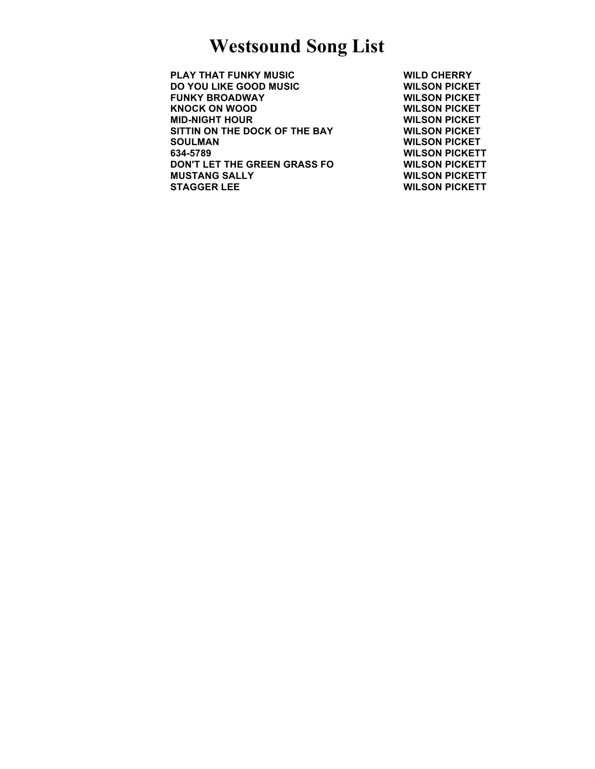# Westsound Song List

| | |
|---|---|
| PLAY THAT FUNKY MUSIC | WILD CHERRY |
| DO YOU LIKE GOOD MUSIC | WILSON PICKET |
| FUNKY BROADWAY | WILSON PICKET |
| KNOCK ON WOOD | WILSON PICKET |
| MID-NIGHT HOUR | WILSON PICKET |
| SITTIN ON THE DOCK OF THE BAY | WILSON PICKET |
| SOULMAN | WILSON PICKET |
| 634-5789 | WILSON PICKETT |
| DON'T LET THE GREEN GRASS FO | WILSON PICKETT |
| MUSTANG SALLY | WILSON PICKETT |
| STAGGER LEE | WILSON PICKETT |